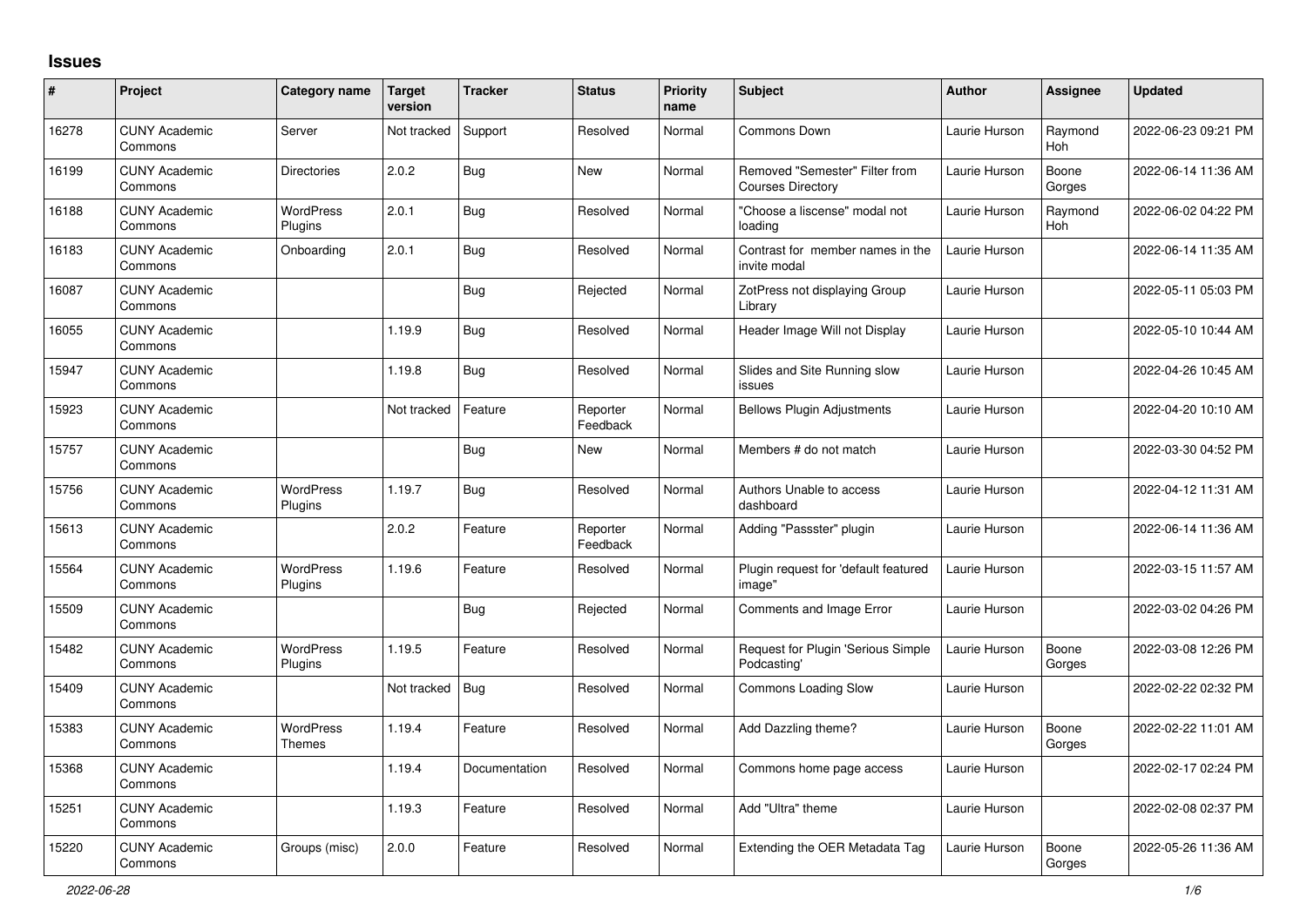# Issues

| # | Project | Category name | Target version | Tracker | Status | Priority name | Subject | Author | Assignee | Updated |
|---|---|---|---|---|---|---|---|---|---|---|
| 16278 | CUNY Academic Commons | Server | Not tracked | Support | Resolved | Normal | Commons Down | Laurie Hurson | Raymond Hoh | 2022-06-23 09:21 PM |
| 16199 | CUNY Academic Commons | Directories | 2.0.2 | Bug | New | Normal | Removed "Semester" Filter from Courses Directory | Laurie Hurson | Boone Gorges | 2022-06-14 11:36 AM |
| 16188 | CUNY Academic Commons | WordPress Plugins | 2.0.1 | Bug | Resolved | Normal | "Choose a liscense" modal not loading | Laurie Hurson | Raymond Hoh | 2022-06-02 04:22 PM |
| 16183 | CUNY Academic Commons | Onboarding | 2.0.1 | Bug | Resolved | Normal | Contrast for member names in the invite modal | Laurie Hurson | | 2022-06-14 11:35 AM |
| 16087 | CUNY Academic Commons | | | Bug | Rejected | Normal | ZotPress not displaying Group Library | Laurie Hurson | | 2022-05-11 05:03 PM |
| 16055 | CUNY Academic Commons | | 1.19.9 | Bug | Resolved | Normal | Header Image Will not Display | Laurie Hurson | | 2022-05-10 10:44 AM |
| 15947 | CUNY Academic Commons | | 1.19.8 | Bug | Resolved | Normal | Slides and Site Running slow issues | Laurie Hurson | | 2022-04-26 10:45 AM |
| 15923 | CUNY Academic Commons | | Not tracked | Feature | Reporter Feedback | Normal | Bellows Plugin Adjustments | Laurie Hurson | | 2022-04-20 10:10 AM |
| 15757 | CUNY Academic Commons | | | Bug | New | Normal | Members # do not match | Laurie Hurson | | 2022-03-30 04:52 PM |
| 15756 | CUNY Academic Commons | WordPress Plugins | 1.19.7 | Bug | Resolved | Normal | Authors Unable to access dashboard | Laurie Hurson | | 2022-04-12 11:31 AM |
| 15613 | CUNY Academic Commons | | 2.0.2 | Feature | Reporter Feedback | Normal | Adding "Passster" plugin | Laurie Hurson | | 2022-06-14 11:36 AM |
| 15564 | CUNY Academic Commons | WordPress Plugins | 1.19.6 | Feature | Resolved | Normal | Plugin request for 'default featured image" | Laurie Hurson | | 2022-03-15 11:57 AM |
| 15509 | CUNY Academic Commons | | | Bug | Rejected | Normal | Comments and Image Error | Laurie Hurson | | 2022-03-02 04:26 PM |
| 15482 | CUNY Academic Commons | WordPress Plugins | 1.19.5 | Feature | Resolved | Normal | Request for Plugin 'Serious Simple Podcasting' | Laurie Hurson | Boone Gorges | 2022-03-08 12:26 PM |
| 15409 | CUNY Academic Commons | | Not tracked | Bug | Resolved | Normal | Commons Loading Slow | Laurie Hurson | | 2022-02-22 02:32 PM |
| 15383 | CUNY Academic Commons | WordPress Themes | 1.19.4 | Feature | Resolved | Normal | Add Dazzling theme? | Laurie Hurson | Boone Gorges | 2022-02-22 11:01 AM |
| 15368 | CUNY Academic Commons | | 1.19.4 | Documentation | Resolved | Normal | Commons home page access | Laurie Hurson | | 2022-02-17 02:24 PM |
| 15251 | CUNY Academic Commons | | 1.19.3 | Feature | Resolved | Normal | Add "Ultra" theme | Laurie Hurson | | 2022-02-08 02:37 PM |
| 15220 | CUNY Academic Commons | Groups (misc) | 2.0.0 | Feature | Resolved | Normal | Extending the OER Metadata Tag | Laurie Hurson | Boone Gorges | 2022-05-26 11:36 AM |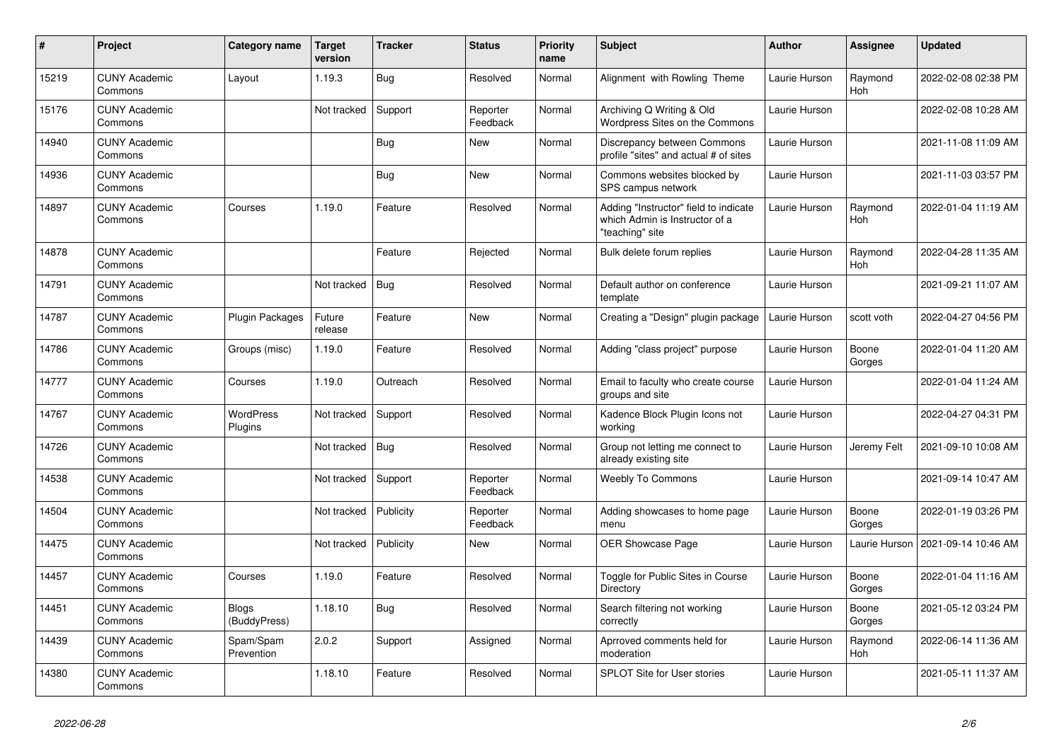| # | Project | Category name | Target version | Tracker | Status | Priority name | Subject | Author | Assignee | Updated |
|---|---|---|---|---|---|---|---|---|---|---|
| 15219 | CUNY Academic Commons | Layout | 1.19.3 | Bug | Resolved | Normal | Alignment with Rowling Theme | Laurie Hurson | Raymond Hoh | 2022-02-08 02:38 PM |
| 15176 | CUNY Academic Commons | | Not tracked | Support | Reporter Feedback | Normal | Archiving Q Writing & Old Wordpress Sites on the Commons | Laurie Hurson | | 2022-02-08 10:28 AM |
| 14940 | CUNY Academic Commons | | | Bug | New | Normal | Discrepancy between Commons profile "sites" and actual # of sites | Laurie Hurson | | 2021-11-08 11:09 AM |
| 14936 | CUNY Academic Commons | | | Bug | New | Normal | Commons websites blocked by SPS campus network | Laurie Hurson | | 2021-11-03 03:57 PM |
| 14897 | CUNY Academic Commons | Courses | 1.19.0 | Feature | Resolved | Normal | Adding "Instructor" field to indicate which Admin is Instructor of a "teaching" site | Laurie Hurson | Raymond Hoh | 2022-01-04 11:19 AM |
| 14878 | CUNY Academic Commons | | | Feature | Rejected | Normal | Bulk delete forum replies | Laurie Hurson | Raymond Hoh | 2022-04-28 11:35 AM |
| 14791 | CUNY Academic Commons | | Not tracked | Bug | Resolved | Normal | Default author on conference template | Laurie Hurson | | 2021-09-21 11:07 AM |
| 14787 | CUNY Academic Commons | Plugin Packages | Future release | Feature | New | Normal | Creating a "Design" plugin package | Laurie Hurson | scott voth | 2022-04-27 04:56 PM |
| 14786 | CUNY Academic Commons | Groups (misc) | 1.19.0 | Feature | Resolved | Normal | Adding "class project" purpose | Laurie Hurson | Boone Gorges | 2022-01-04 11:20 AM |
| 14777 | CUNY Academic Commons | Courses | 1.19.0 | Outreach | Resolved | Normal | Email to faculty who create course groups and site | Laurie Hurson | | 2022-01-04 11:24 AM |
| 14767 | CUNY Academic Commons | WordPress Plugins | Not tracked | Support | Resolved | Normal | Kadence Block Plugin Icons not working | Laurie Hurson | | 2022-04-27 04:31 PM |
| 14726 | CUNY Academic Commons | | Not tracked | Bug | Resolved | Normal | Group not letting me connect to already existing site | Laurie Hurson | Jeremy Felt | 2021-09-10 10:08 AM |
| 14538 | CUNY Academic Commons | | Not tracked | Support | Reporter Feedback | Normal | Weebly To Commons | Laurie Hurson | | 2021-09-14 10:47 AM |
| 14504 | CUNY Academic Commons | | Not tracked | Publicity | Reporter Feedback | Normal | Adding showcases to home page menu | Laurie Hurson | Boone Gorges | 2022-01-19 03:26 PM |
| 14475 | CUNY Academic Commons | | Not tracked | Publicity | New | Normal | OER Showcase Page | Laurie Hurson | Laurie Hurson | 2021-09-14 10:46 AM |
| 14457 | CUNY Academic Commons | Courses | 1.19.0 | Feature | Resolved | Normal | Toggle for Public Sites in Course Directory | Laurie Hurson | Boone Gorges | 2022-01-04 11:16 AM |
| 14451 | CUNY Academic Commons | Blogs (BuddyPress) | 1.18.10 | Bug | Resolved | Normal | Search filtering not working correctly | Laurie Hurson | Boone Gorges | 2021-05-12 03:24 PM |
| 14439 | CUNY Academic Commons | Spam/Spam Prevention | 2.0.2 | Support | Assigned | Normal | Aprroved comments held for moderation | Laurie Hurson | Raymond Hoh | 2022-06-14 11:36 AM |
| 14380 | CUNY Academic Commons | | 1.18.10 | Feature | Resolved | Normal | SPLOT Site for User stories | Laurie Hurson | | 2021-05-11 11:37 AM |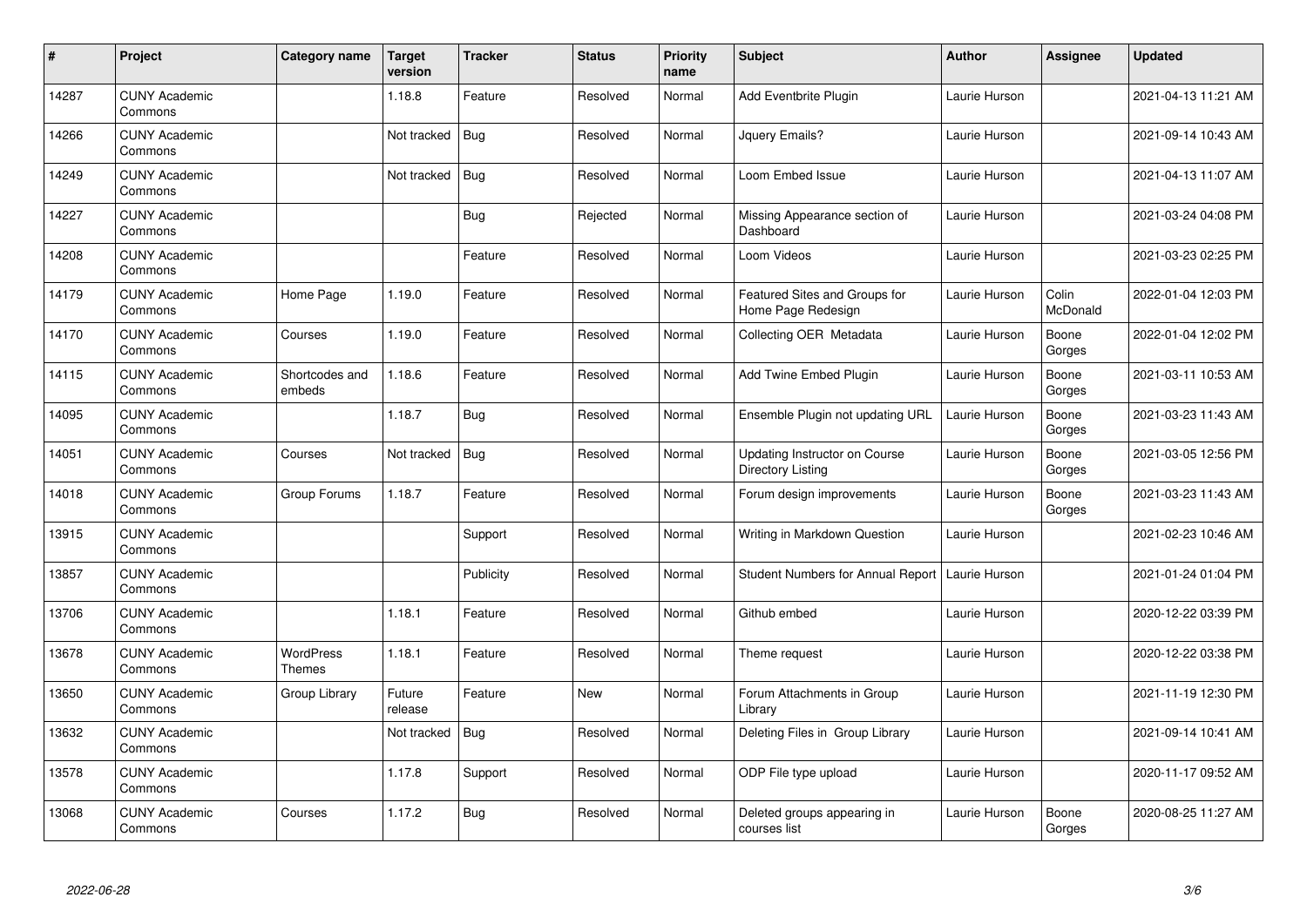| # | Project | Category name | Target version | Tracker | Status | Priority name | Subject | Author | Assignee | Updated |
|---|---|---|---|---|---|---|---|---|---|---|
| 14287 | CUNY Academic Commons | | 1.18.8 | Feature | Resolved | Normal | Add Eventbrite Plugin | Laurie Hurson | | 2021-04-13 11:21 AM |
| 14266 | CUNY Academic Commons | | Not tracked | Bug | Resolved | Normal | Jquery Emails? | Laurie Hurson | | 2021-09-14 10:43 AM |
| 14249 | CUNY Academic Commons | | Not tracked | Bug | Resolved | Normal | Loom Embed Issue | Laurie Hurson | | 2021-04-13 11:07 AM |
| 14227 | CUNY Academic Commons | | | Bug | Rejected | Normal | Missing Appearance section of Dashboard | Laurie Hurson | | 2021-03-24 04:08 PM |
| 14208 | CUNY Academic Commons | | | Feature | Resolved | Normal | Loom Videos | Laurie Hurson | | 2021-03-23 02:25 PM |
| 14179 | CUNY Academic Commons | Home Page | 1.19.0 | Feature | Resolved | Normal | Featured Sites and Groups for Home Page Redesign | Laurie Hurson | Colin McDonald | 2022-01-04 12:03 PM |
| 14170 | CUNY Academic Commons | Courses | 1.19.0 | Feature | Resolved | Normal | Collecting OER Metadata | Laurie Hurson | Boone Gorges | 2022-01-04 12:02 PM |
| 14115 | CUNY Academic Commons | Shortcodes and embeds | 1.18.6 | Feature | Resolved | Normal | Add Twine Embed Plugin | Laurie Hurson | Boone Gorges | 2021-03-11 10:53 AM |
| 14095 | CUNY Academic Commons | | 1.18.7 | Bug | Resolved | Normal | Ensemble Plugin not updating URL | Laurie Hurson | Boone Gorges | 2021-03-23 11:43 AM |
| 14051 | CUNY Academic Commons | Courses | Not tracked | Bug | Resolved | Normal | Updating Instructor on Course Directory Listing | Laurie Hurson | Boone Gorges | 2021-03-05 12:56 PM |
| 14018 | CUNY Academic Commons | Group Forums | 1.18.7 | Feature | Resolved | Normal | Forum design improvements | Laurie Hurson | Boone Gorges | 2021-03-23 11:43 AM |
| 13915 | CUNY Academic Commons | | | Support | Resolved | Normal | Writing in Markdown Question | Laurie Hurson | | 2021-02-23 10:46 AM |
| 13857 | CUNY Academic Commons | | | Publicity | Resolved | Normal | Student Numbers for Annual Report | Laurie Hurson | | 2021-01-24 01:04 PM |
| 13706 | CUNY Academic Commons | | 1.18.1 | Feature | Resolved | Normal | Github embed | Laurie Hurson | | 2020-12-22 03:39 PM |
| 13678 | CUNY Academic Commons | WordPress Themes | 1.18.1 | Feature | Resolved | Normal | Theme request | Laurie Hurson | | 2020-12-22 03:38 PM |
| 13650 | CUNY Academic Commons | Group Library | Future release | Feature | New | Normal | Forum Attachments in Group Library | Laurie Hurson | | 2021-11-19 12:30 PM |
| 13632 | CUNY Academic Commons | | Not tracked | Bug | Resolved | Normal | Deleting Files in Group Library | Laurie Hurson | | 2021-09-14 10:41 AM |
| 13578 | CUNY Academic Commons | | 1.17.8 | Support | Resolved | Normal | ODP File type upload | Laurie Hurson | | 2020-11-17 09:52 AM |
| 13068 | CUNY Academic Commons | Courses | 1.17.2 | Bug | Resolved | Normal | Deleted groups appearing in courses list | Laurie Hurson | Boone Gorges | 2020-08-25 11:27 AM |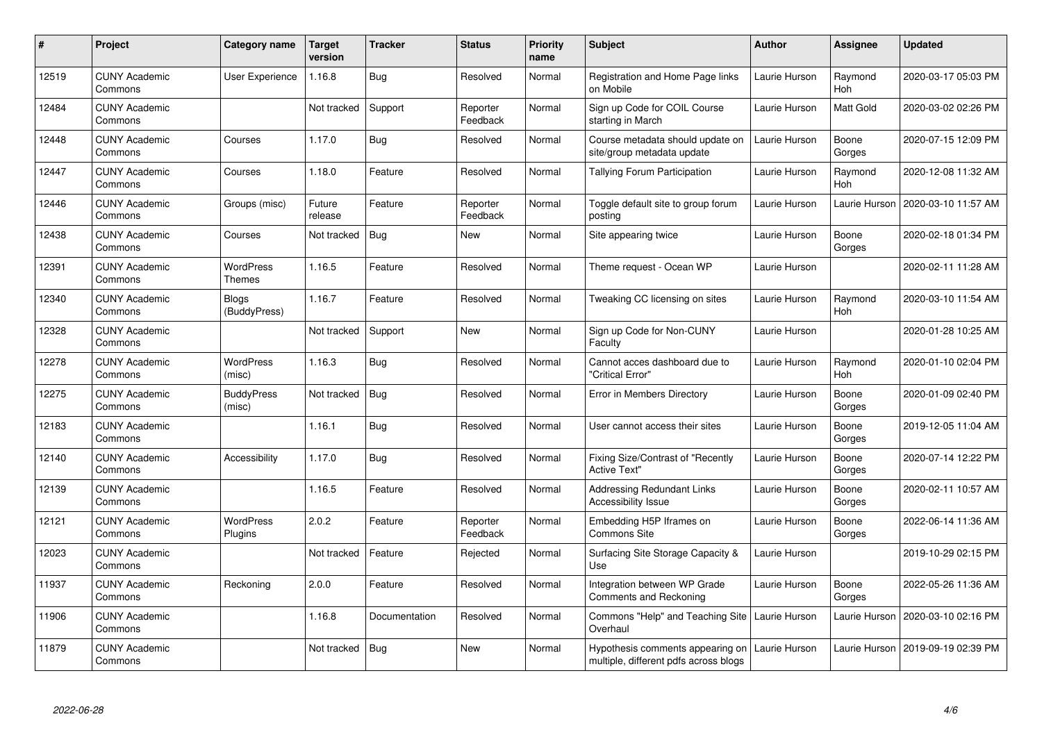| # | Project | Category name | Target version | Tracker | Status | Priority name | Subject | Author | Assignee | Updated |
|---|---|---|---|---|---|---|---|---|---|---|
| 12519 | CUNY Academic Commons | User Experience | 1.16.8 | Bug | Resolved | Normal | Registration and Home Page links on Mobile | Laurie Hurson | Raymond Hoh | 2020-03-17 05:03 PM |
| 12484 | CUNY Academic Commons | | Not tracked | Support | Reporter Feedback | Normal | Sign up Code for COIL Course starting in March | Laurie Hurson | Matt Gold | 2020-03-02 02:26 PM |
| 12448 | CUNY Academic Commons | Courses | 1.17.0 | Bug | Resolved | Normal | Course metadata should update on site/group metadata update | Laurie Hurson | Boone Gorges | 2020-07-15 12:09 PM |
| 12447 | CUNY Academic Commons | Courses | 1.18.0 | Feature | Resolved | Normal | Tallying Forum Participation | Laurie Hurson | Raymond Hoh | 2020-12-08 11:32 AM |
| 12446 | CUNY Academic Commons | Groups (misc) | Future release | Feature | Reporter Feedback | Normal | Toggle default site to group forum posting | Laurie Hurson | Laurie Hurson | 2020-03-10 11:57 AM |
| 12438 | CUNY Academic Commons | Courses | Not tracked | Bug | New | Normal | Site appearing twice | Laurie Hurson | Boone Gorges | 2020-02-18 01:34 PM |
| 12391 | CUNY Academic Commons | WordPress Themes | 1.16.5 | Feature | Resolved | Normal | Theme request - Ocean WP | Laurie Hurson | | 2020-02-11 11:28 AM |
| 12340 | CUNY Academic Commons | Blogs (BuddyPress) | 1.16.7 | Feature | Resolved | Normal | Tweaking CC licensing on sites | Laurie Hurson | Raymond Hoh | 2020-03-10 11:54 AM |
| 12328 | CUNY Academic Commons | | Not tracked | Support | New | Normal | Sign up Code for Non-CUNY Faculty | Laurie Hurson | | 2020-01-28 10:25 AM |
| 12278 | CUNY Academic Commons | WordPress (misc) | 1.16.3 | Bug | Resolved | Normal | Cannot acces dashboard due to "Critical Error" | Laurie Hurson | Raymond Hoh | 2020-01-10 02:04 PM |
| 12275 | CUNY Academic Commons | BuddyPress (misc) | Not tracked | Bug | Resolved | Normal | Error in Members Directory | Laurie Hurson | Boone Gorges | 2020-01-09 02:40 PM |
| 12183 | CUNY Academic Commons | | 1.16.1 | Bug | Resolved | Normal | User cannot access their sites | Laurie Hurson | Boone Gorges | 2019-12-05 11:04 AM |
| 12140 | CUNY Academic Commons | Accessibility | 1.17.0 | Bug | Resolved | Normal | Fixing Size/Contrast of "Recently Active Text" | Laurie Hurson | Boone Gorges | 2020-07-14 12:22 PM |
| 12139 | CUNY Academic Commons | | 1.16.5 | Feature | Resolved | Normal | Addressing Redundant Links Accessibility Issue | Laurie Hurson | Boone Gorges | 2020-02-11 10:57 AM |
| 12121 | CUNY Academic Commons | WordPress Plugins | 2.0.2 | Feature | Reporter Feedback | Normal | Embedding H5P Iframes on Commons Site | Laurie Hurson | Boone Gorges | 2022-06-14 11:36 AM |
| 12023 | CUNY Academic Commons | | Not tracked | Feature | Rejected | Normal | Surfacing Site Storage Capacity & Use | Laurie Hurson | | 2019-10-29 02:15 PM |
| 11937 | CUNY Academic Commons | Reckoning | 2.0.0 | Feature | Resolved | Normal | Integration between WP Grade Comments and Reckoning | Laurie Hurson | Boone Gorges | 2022-05-26 11:36 AM |
| 11906 | CUNY Academic Commons | | 1.16.8 | Documentation | Resolved | Normal | Commons "Help" and Teaching Site Overhaul | Laurie Hurson | Laurie Hurson | 2020-03-10 02:16 PM |
| 11879 | CUNY Academic Commons | | Not tracked | Bug | New | Normal | Hypothesis comments appearing on multiple, different pdfs across blogs | Laurie Hurson | Laurie Hurson | 2019-09-19 02:39 PM |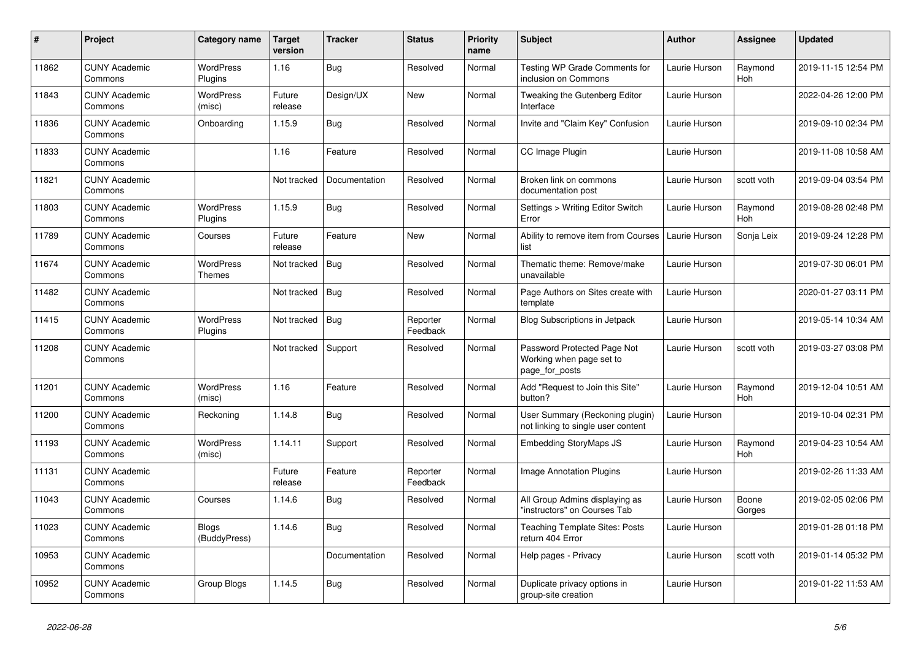| # | Project | Category name | Target version | Tracker | Status | Priority name | Subject | Author | Assignee | Updated |
|---|---|---|---|---|---|---|---|---|---|---|
| 11862 | CUNY Academic Commons | WordPress Plugins | 1.16 | Bug | Resolved | Normal | Testing WP Grade Comments for inclusion on Commons | Laurie Hurson | Raymond Hoh | 2019-11-15 12:54 PM |
| 11843 | CUNY Academic Commons | WordPress (misc) | Future release | Design/UX | New | Normal | Tweaking the Gutenberg Editor Interface | Laurie Hurson | | 2022-04-26 12:00 PM |
| 11836 | CUNY Academic Commons | Onboarding | 1.15.9 | Bug | Resolved | Normal | Invite and "Claim Key" Confusion | Laurie Hurson | | 2019-09-10 02:34 PM |
| 11833 | CUNY Academic Commons | | 1.16 | Feature | Resolved | Normal | CC Image Plugin | Laurie Hurson | | 2019-11-08 10:58 AM |
| 11821 | CUNY Academic Commons | | Not tracked | Documentation | Resolved | Normal | Broken link on commons documentation post | Laurie Hurson | scott voth | 2019-09-04 03:54 PM |
| 11803 | CUNY Academic Commons | WordPress Plugins | 1.15.9 | Bug | Resolved | Normal | Settings > Writing Editor Switch Error | Laurie Hurson | Raymond Hoh | 2019-08-28 02:48 PM |
| 11789 | CUNY Academic Commons | Courses | Future release | Feature | New | Normal | Ability to remove item from Courses list | Laurie Hurson | Sonja Leix | 2019-09-24 12:28 PM |
| 11674 | CUNY Academic Commons | WordPress Themes | Not tracked | Bug | Resolved | Normal | Thematic theme: Remove/make unavailable | Laurie Hurson | | 2019-07-30 06:01 PM |
| 11482 | CUNY Academic Commons | | Not tracked | Bug | Resolved | Normal | Page Authors on Sites create with template | Laurie Hurson | | 2020-01-27 03:11 PM |
| 11415 | CUNY Academic Commons | WordPress Plugins | Not tracked | Bug | Reporter Feedback | Normal | Blog Subscriptions in Jetpack | Laurie Hurson | | 2019-05-14 10:34 AM |
| 11208 | CUNY Academic Commons | | Not tracked | Support | Resolved | Normal | Password Protected Page Not Working when page set to page_for_posts | Laurie Hurson | scott voth | 2019-03-27 03:08 PM |
| 11201 | CUNY Academic Commons | WordPress (misc) | 1.16 | Feature | Resolved | Normal | Add "Request to Join this Site" button? | Laurie Hurson | Raymond Hoh | 2019-12-04 10:51 AM |
| 11200 | CUNY Academic Commons | Reckoning | 1.14.8 | Bug | Resolved | Normal | User Summary (Reckoning plugin) not linking to single user content | Laurie Hurson | | 2019-10-04 02:31 PM |
| 11193 | CUNY Academic Commons | WordPress (misc) | 1.14.11 | Support | Resolved | Normal | Embedding StoryMaps JS | Laurie Hurson | Raymond Hoh | 2019-04-23 10:54 AM |
| 11131 | CUNY Academic Commons | | Future release | Feature | Reporter Feedback | Normal | Image Annotation Plugins | Laurie Hurson | | 2019-02-26 11:33 AM |
| 11043 | CUNY Academic Commons | Courses | 1.14.6 | Bug | Resolved | Normal | All Group Admins displaying as "instructors" on Courses Tab | Laurie Hurson | Boone Gorges | 2019-02-05 02:06 PM |
| 11023 | CUNY Academic Commons | Blogs (BuddyPress) | 1.14.6 | Bug | Resolved | Normal | Teaching Template Sites: Posts return 404 Error | Laurie Hurson | | 2019-01-28 01:18 PM |
| 10953 | CUNY Academic Commons | | | Documentation | Resolved | Normal | Help pages - Privacy | Laurie Hurson | scott voth | 2019-01-14 05:32 PM |
| 10952 | CUNY Academic Commons | Group Blogs | 1.14.5 | Bug | Resolved | Normal | Duplicate privacy options in group-site creation | Laurie Hurson | | 2019-01-22 11:53 AM |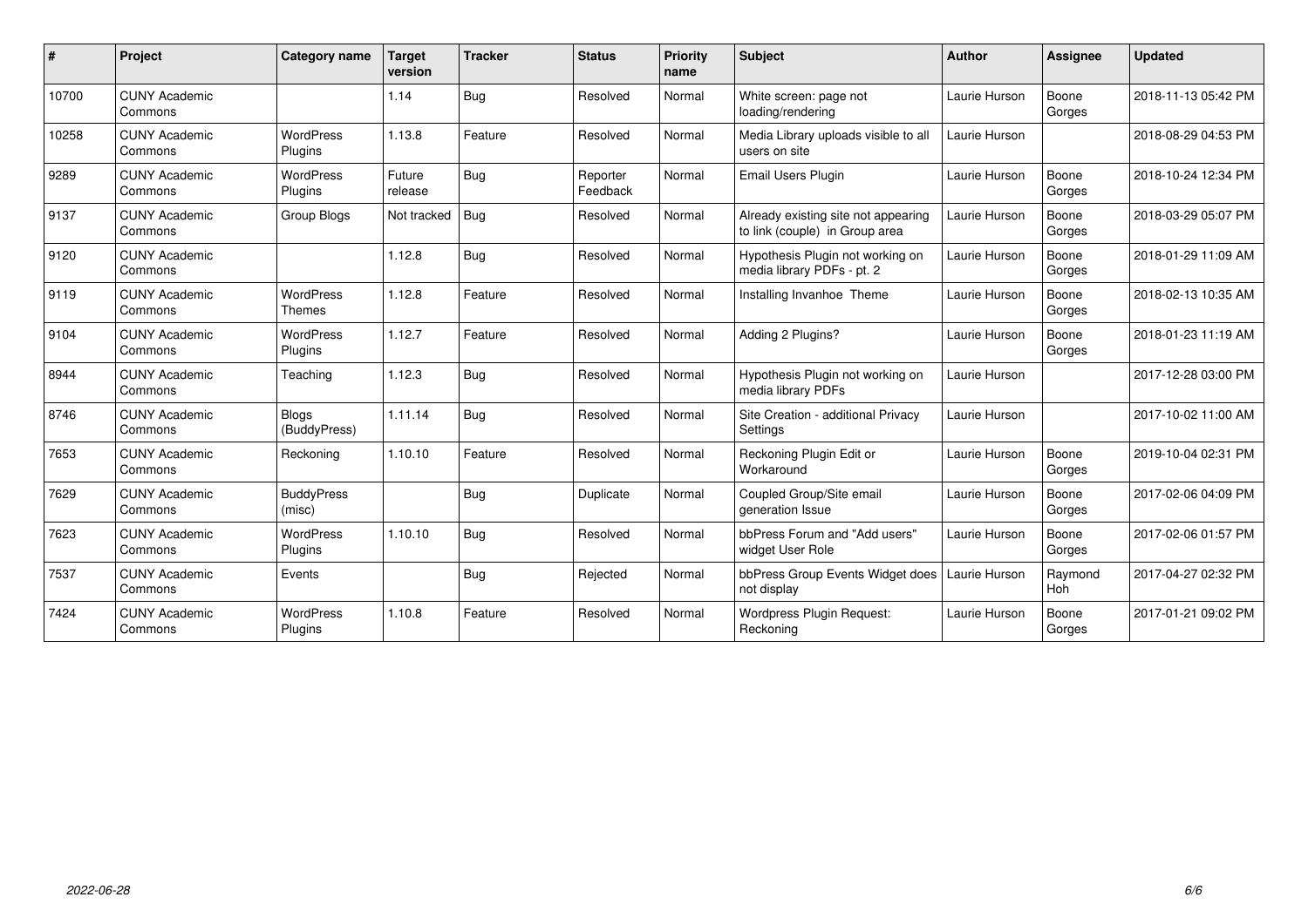| # | Project | Category name | Target version | Tracker | Status | Priority name | Subject | Author | Assignee | Updated |
|---|---|---|---|---|---|---|---|---|---|---|
| 10700 | CUNY Academic Commons | | 1.14 | Bug | Resolved | Normal | White screen: page not loading/rendering | Laurie Hurson | Boone Gorges | 2018-11-13 05:42 PM |
| 10258 | CUNY Academic Commons | WordPress Plugins | 1.13.8 | Feature | Resolved | Normal | Media Library uploads visible to all users on site | Laurie Hurson | | 2018-08-29 04:53 PM |
| 9289 | CUNY Academic Commons | WordPress Plugins | Future release | Bug | Reporter Feedback | Normal | Email Users Plugin | Laurie Hurson | Boone Gorges | 2018-10-24 12:34 PM |
| 9137 | CUNY Academic Commons | Group Blogs | Not tracked | Bug | Resolved | Normal | Already existing site not appearing to link (couple) in Group area | Laurie Hurson | Boone Gorges | 2018-03-29 05:07 PM |
| 9120 | CUNY Academic Commons | | 1.12.8 | Bug | Resolved | Normal | Hypothesis Plugin not working on media library PDFs - pt. 2 | Laurie Hurson | Boone Gorges | 2018-01-29 11:09 AM |
| 9119 | CUNY Academic Commons | WordPress Themes | 1.12.8 | Feature | Resolved | Normal | Installing Invanhoe Theme | Laurie Hurson | Boone Gorges | 2018-02-13 10:35 AM |
| 9104 | CUNY Academic Commons | WordPress Plugins | 1.12.7 | Feature | Resolved | Normal | Adding 2 Plugins? | Laurie Hurson | Boone Gorges | 2018-01-23 11:19 AM |
| 8944 | CUNY Academic Commons | Teaching | 1.12.3 | Bug | Resolved | Normal | Hypothesis Plugin not working on media library PDFs | Laurie Hurson | | 2017-12-28 03:00 PM |
| 8746 | CUNY Academic Commons | Blogs (BuddyPress) | 1.11.14 | Bug | Resolved | Normal | Site Creation - additional Privacy Settings | Laurie Hurson | | 2017-10-02 11:00 AM |
| 7653 | CUNY Academic Commons | Reckoning | 1.10.10 | Feature | Resolved | Normal | Reckoning Plugin Edit or Workaround | Laurie Hurson | Boone Gorges | 2019-10-04 02:31 PM |
| 7629 | CUNY Academic Commons | BuddyPress (misc) | | Bug | Duplicate | Normal | Coupled Group/Site email generation Issue | Laurie Hurson | Boone Gorges | 2017-02-06 04:09 PM |
| 7623 | CUNY Academic Commons | WordPress Plugins | 1.10.10 | Bug | Resolved | Normal | bbPress Forum and "Add users" widget User Role | Laurie Hurson | Boone Gorges | 2017-02-06 01:57 PM |
| 7537 | CUNY Academic Commons | Events | | Bug | Rejected | Normal | bbPress Group Events Widget does not display | Laurie Hurson | Raymond Hoh | 2017-04-27 02:32 PM |
| 7424 | CUNY Academic Commons | WordPress Plugins | 1.10.8 | Feature | Resolved | Normal | Wordpress Plugin Request: Reckoning | Laurie Hurson | Boone Gorges | 2017-01-21 09:02 PM |